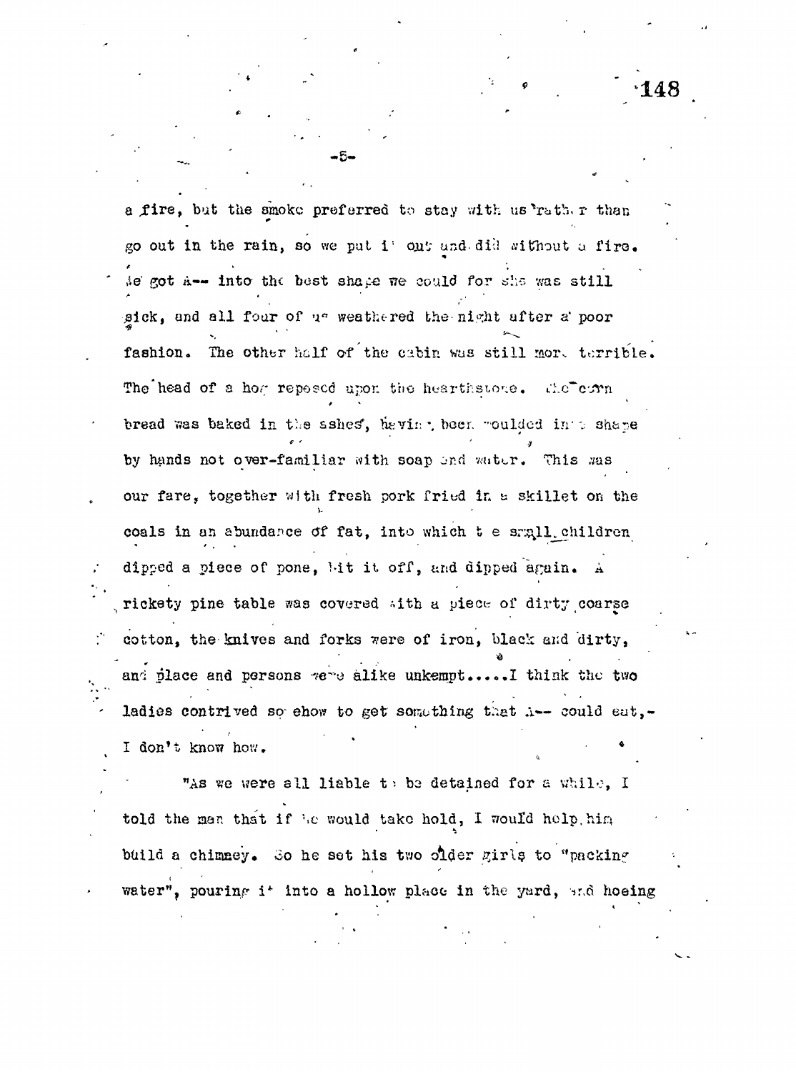a fire, but the smoke preferred to stay with us rather than go out in the rain, so we put it out and did without a fire. We got A-- into the best shape we could for she was still sick, and all four of us weathered the night after a poor fashion. The other half of the cabin was still more terrible. The head of a hog reposed upon the hearthstone. The corn bread was baked in the ashes, having been moulded into shape by hands not over-familiar with soap and water. This was our fare, together with fresh pork fried in a skillet on the coals in an abundance of fat, into which the small children dipped a piece of pone, bit it off, and dipped again. A rickety pine table was covered with a piece of dirty coarse cotton, the knives and forks were of iron, black and dirty, and place and persons were alike unkempt.....I think the two ladies contrived somehow to get something that A-- could eat,- I don't know how.

"As we were all liable to be detained for a while, I told the man that if he would take hold, I would help him build a chimney. So he set his two older girls to "packing water", pouring it into a hollow place in the yard, and hoeing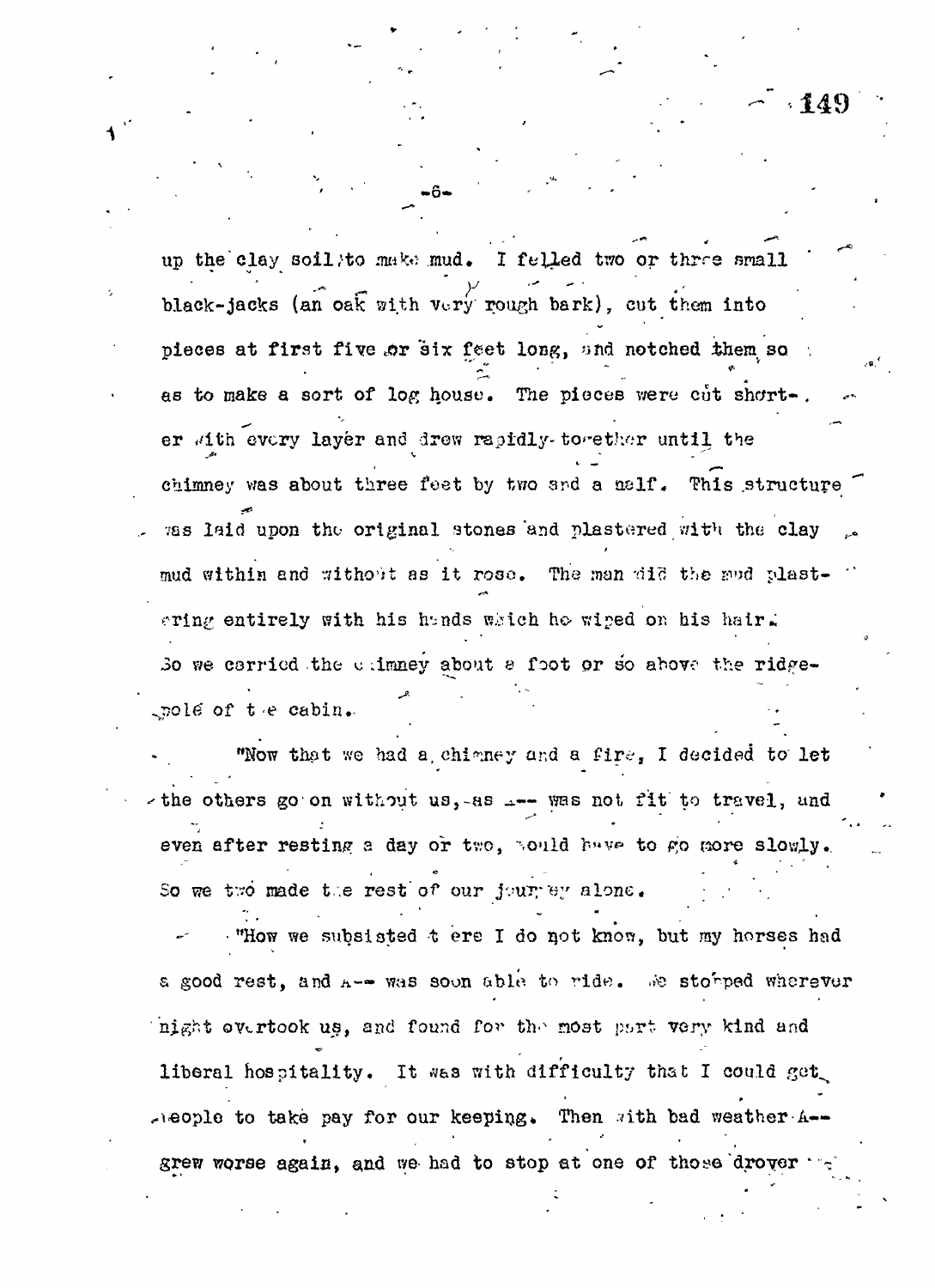up the clay soil to make mud. I felled two or three small black-jacks (an oak with very rough bark), cut them into pieces at first five or six feet long, and notched them so as to make a sort of log house. The pieces were cut shorter with every layer and drew rapidly together until the chimney was about three feet by two and a half. This structure was laid upon the original stones and plastered with the clay mud within and without as it rose. The man did the mud plastering entirely with his hands which he wiped on his hair. So we carried the chimney about a foot or so above the ridgepole of the cabin.

"Now that we had a chimney and a fire, I decided to let the others go on without us, as A-- was not fit to travel, and even after resting a day or two, would have to go more slowly. So we two made the rest of our journey alone.

"How we subsisted there I do not know, but my horses had a good rest, and A-- was soon able to ride. We stopped wherever night overtook us, and found for the most part very kind and liberal hospitality. It was with difficulty that I could get people to take pay for our keeping. Then with bad weather A-- grew worse again, and we had to stop at one of those drover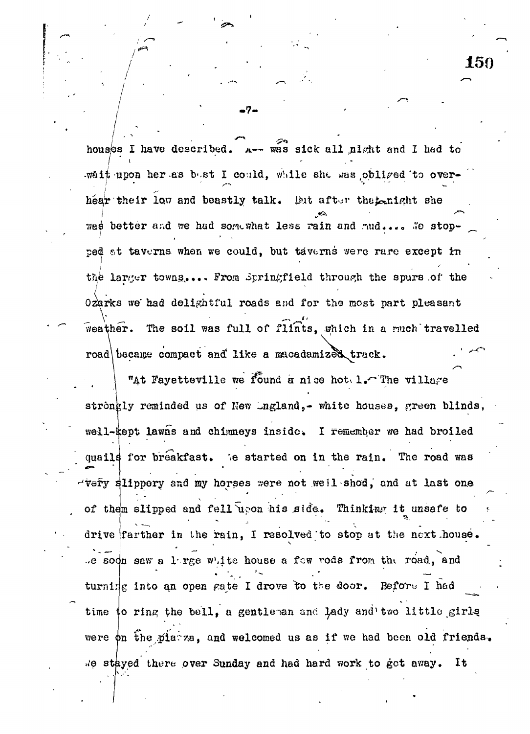houses I have described. A-- was sick all night and I had to wait upon her as best I could, while she was obliged to overhear their low and beastly talk. But after that night she was better and we had somewhat less rain and mud.... We stopped at taverns when we could, but taverns were rare except in the larger towns.... From Springfield through the spurs of the Ozarks we had delightful roads and for the most part pleasant weather. The soil was full of flints, which in a much travelled road became compact and like a macadamized track.

"At Fayetteville we found a nice hotel. The village strongly reminded us of New England,- white houses, green blinds, well-kept lawns and chimneys inside. I remember we had broiled quails for breakfast. We started on in the rain. The road was very slippery and my horses were not well shod, and at last one of them slipped and fell upon his side. Thinking it unsafe to drive farther in the rain, I resolved to stop at the next house. We soon saw a large white house a few rods from the road, and turning into an open gate I drove to the door. Before I had time to ring the bell, a gentleman and lady and two little girls were on the piazza, and welcomed us as if we had been old friends. We stayed there over Sunday and had hard work to get away. It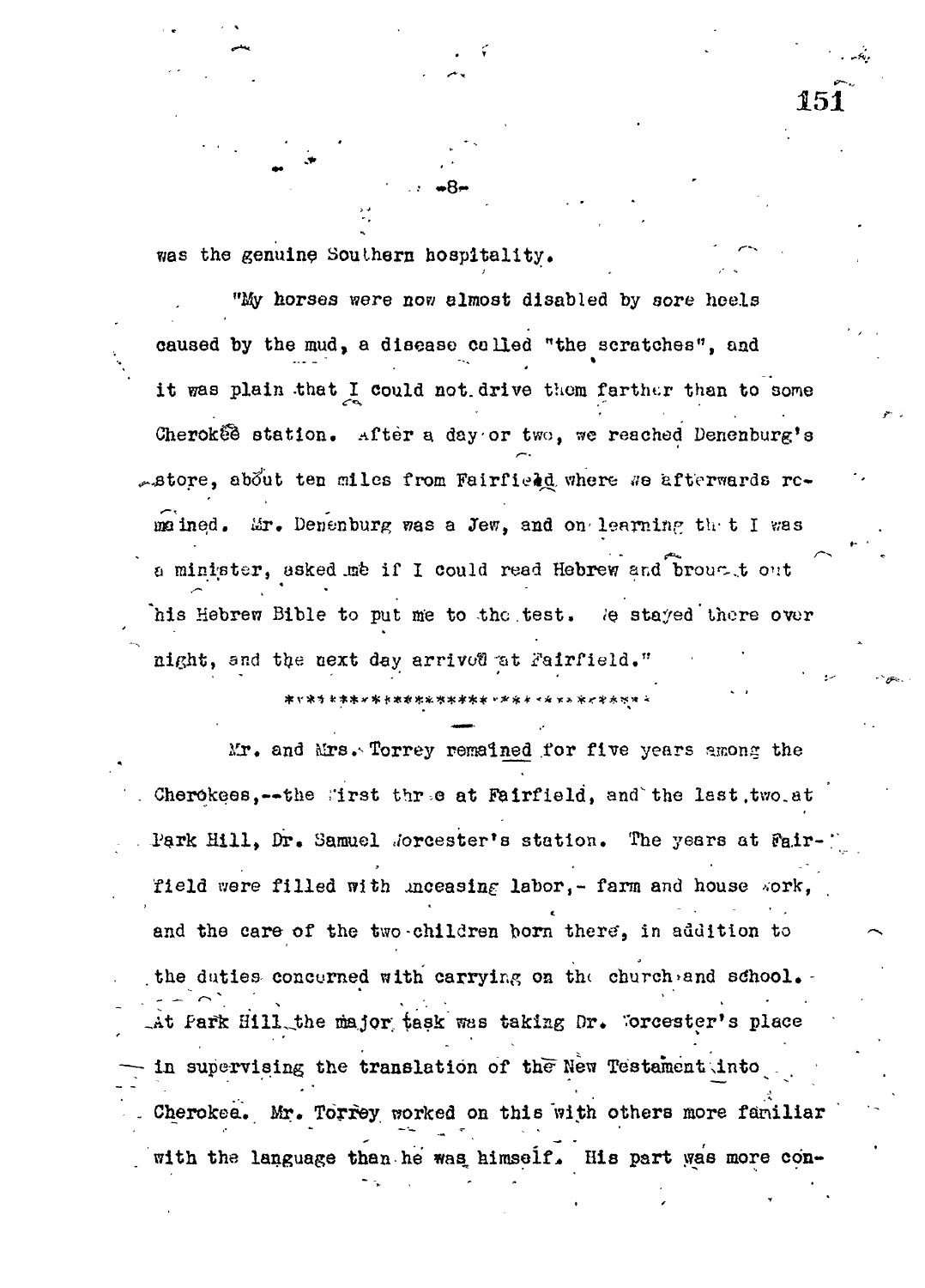was the genuine Southern hospitality.

"My horses were now almost disabled by sore heels caused by the mud, a disease called "the scratches", and it was plain that I could not drive them farther than to some Cherokee station. After a day or two, we reached Denenburg's store, about ten miles from Fairfield where we afterwards remained. Mr. Denenburg was a Jew, and on learning that I was a minister, asked me if I could read Hebrew and brought out his Hebrew Bible to put me to the test. We stayed there over night, and the next day arrived at Fairfield."

*********************************

Mr. and Mrs. Torrey remained for five years among the Cherokees,--the first three at Fairfield, and the last two at Park Hill, Dr. Samuel Worcester's station. The years at Fairfield were filled with unceasing labor,- farm and house work, and the care of the two children born there, in addition to the duties concerned with carrying on the church and school. At Park Hill the major task was taking Dr. Worcester's place in supervising the translation of the New Testament into Cherokee. Mr. Torrey worked on this with others more familiar with the language than he was himself. His part was more con-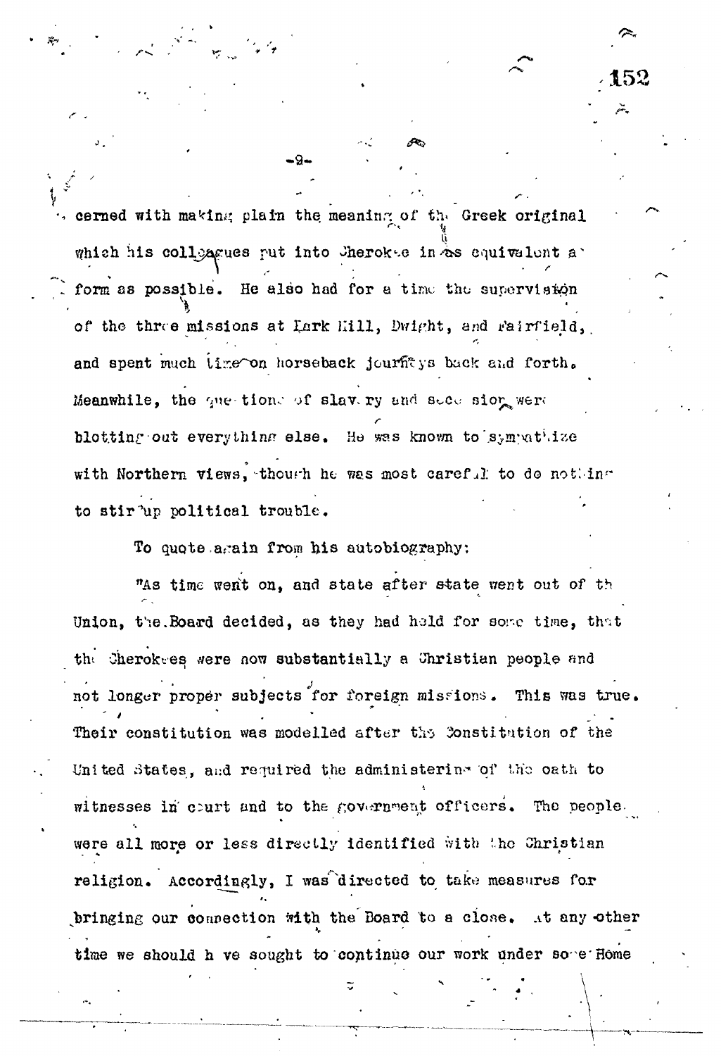cerned with making plain the meaning of the Greek original which his colleagues put into Cherokee in as equivalent a form as possible. He also had for a time the supervision of the three missions at Park Hill, Dwight, and Fairfield, and spent much time on horseback journeys back and forth. Meanwhile, the questions of slavery and secession were blotting out everything else. He was known to sympathize with Northern views, though he was most careful to do nothing to stir up political trouble.

To quote again from his autobiography:

"As time went on, and state after state went out of the Union, the Board decided, as they had held for some time, that the Cherokees were now substantially a Christian people and not longer proper subjects for foreign missions. This was true. Their constitution was modelled after the Constitution of the United States, and required the administering of the oath to witnesses in court and to the government officers. The people were all more or less directly identified with the Christian religion. Accordingly, I was directed to take measures for bringing our connection with the Board to a close. At any other time we should have sought to continue our work under some Home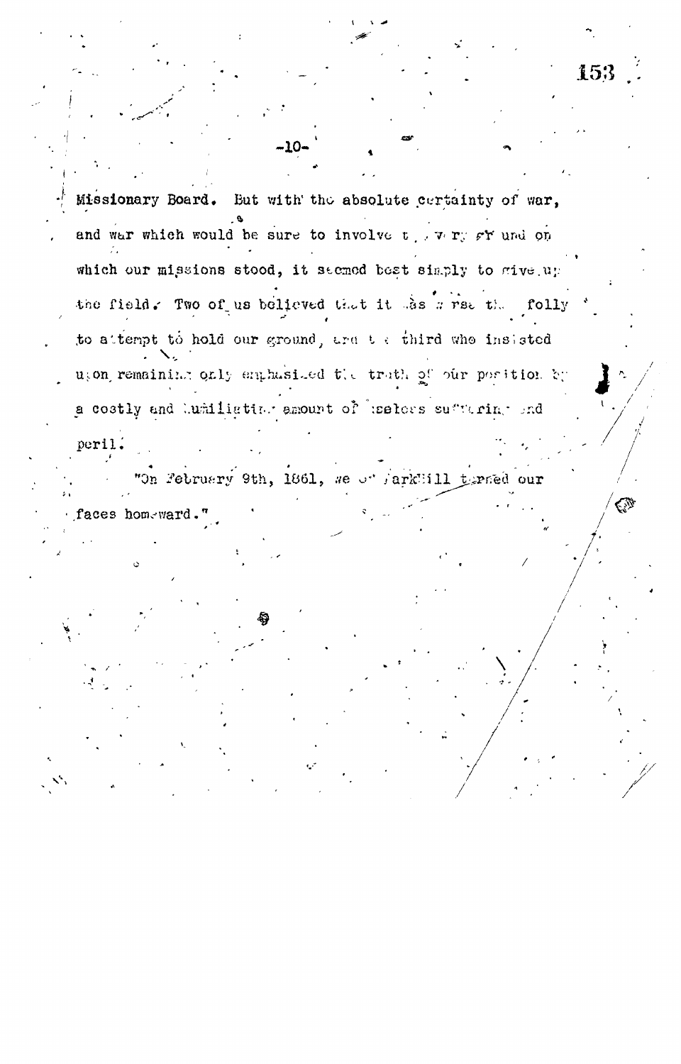Missionary Board. But with the absolute certainty of war, and war which would be sure to involve the very ground on which our missions stood, it seemed best simply to give up the field. Two of us believed that it was worse than folly to attempt to hold our ground, and the third who insisted upon remaining only emphasized the truth of our position by a costly and humiliating amount of useless suffering and peril.

"On February 9th, 1861, we of Park Hill turned our faces homeward."